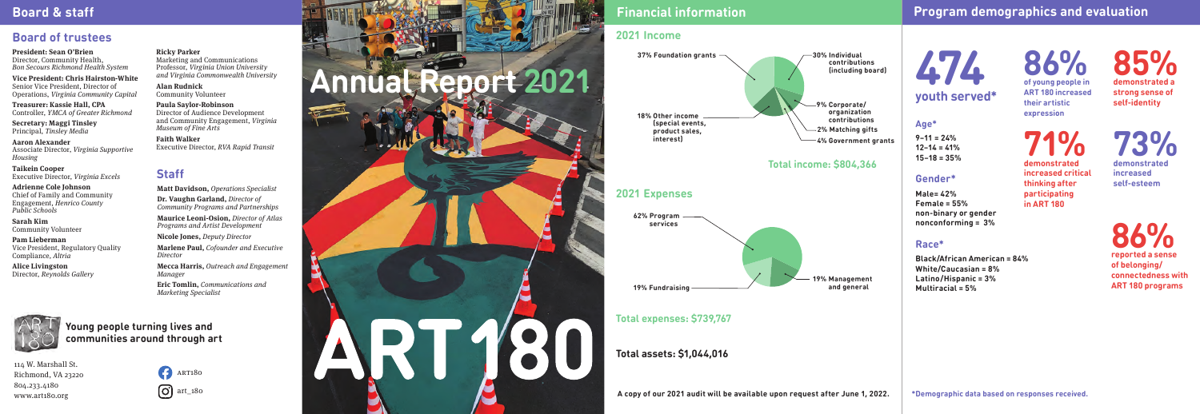## Board & staff

### Board of trustees

**President: Sean O'Brien**
Director, Community Health, *Bon Secours Richmond Health System*

**Vice President: Chris Hairston-White**
Senior Vice President, Director of Operations, *Virginia Community Capital*

**Treasurer: Kassie Hall, CPA**
Controller, *YMCA of Greater Richmond*

**Secretary: Maggi Tinsley**
Principal, *Tinsley Media*

**Aaron Alexander**
Associate Director, *Virginia Supportive Housing*

**Taikein Cooper**
Executive Director, *Virginia Excels*

**Adrienne Cole Johnson**
Chief of Family and Community Engagement, *Henrico County Public Schools*

**Sarah Kim**
Community Volunteer

**Pam Lieberman**
Vice President, Regulatory Quality Compliance, *Altria*

**Alice Livingston**
Director, *Reynolds Gallery*

**Ricky Parker**
Marketing and Communications Professor, *Virginia Union University and Virginia Commonwealth University*

**Alan Rudnick**
Community Volunteer

**Paula Saylor-Robinson**
Director of Audience Development and Community Engagement, *Virginia Museum of Fine Arts*

**Faith Walker**
Executive Director, *RVA Rapid Transit*

### Staff

**Matt Davidson,** *Operations Specialist*

**Dr. Vaughn Garland,** *Director of Community Programs and Partnerships*

**Maurice Leoni-Osion,** *Director of Atlas Programs and Artist Development*

**Nicole Jones,** *Deputy Director*

**Marlene Paul,** *Cofounder and Executive Director*

**Mecca Harris,** *Outreach and Engagement Manager*

**Eric Tomlin,** *Communications and Marketing Specialist*

**Young people turning lives and communities around through art**

114 W. Marshall St.
Richmond, VA 23220
804.233.4180
www.art180.org

ART180
art_180

# Annual Report 2021

# ART180

## Financial information

### 2021 Income

- 37% Foundation grants
- 30% Individual contributions (including board)
- 18% Other income (special events, product sales, interest)
- 9% Corporate/organization contributions
- 2% Matching gifts
- 4% Government grants

**Total income: $804,366**

### 2021 Expenses

- 62% Program services
- 19% Fundraising
- 19% Management and general

**Total expenses: $739,767**

**Total assets: $1,044,016**

A copy of our 2021 audit will be available upon request after June 1, 2022.

## Program demographics and evaluation

**474 youth served***

**Age***
9–11 = 24%
12–14 = 41%
15–18 = 35%

**Gender***
Male= 42%
Female = 55%
non-binary or gender nonconforming = 3%

**Race***
Black/African American = 84%
White/Caucasian = 8%
Latino/Hispanic = 3%
Multiracial = 5%

**86%** of young people in ART 180 increased their artistic expression

**85%** demonstrated a strong sense of self-identity

**71%** demonstrated increased critical thinking after participating in ART 180

**73%** demonstrated increased self-esteem

**86%** reported a sense of belonging/connectedness with ART 180 programs

*Demographic data based on responses received.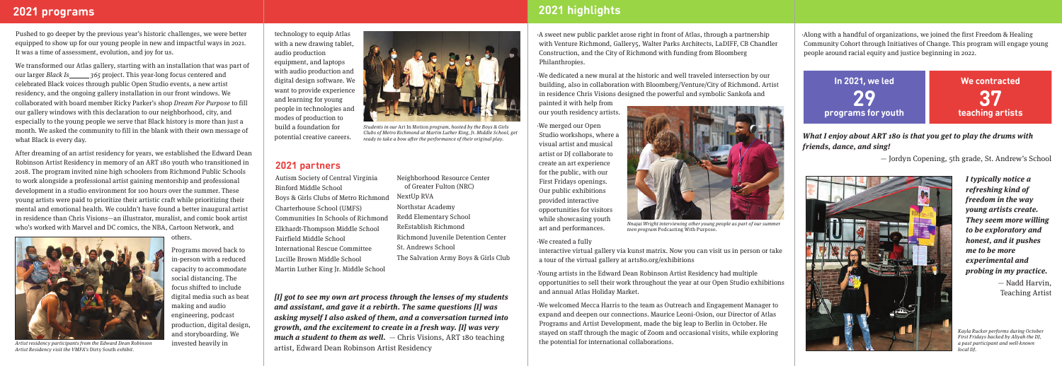## 2021 programs

Pushed to go deeper by the previous year's historic challenges, we were better equipped to show up for our young people in new and impactful ways in 2021. It was a time of assessment, evolution, and joy for us.

We transformed our Atlas gallery, starting with an installation that was part of our larger *Black Is _____ 365* project. This year-long focus centered and celebrated Black voices through public Open Studio events, a new artist residency, and the ongoing gallery installation in our front windows. We collaborated with board member Ricky Parker's shop *Dream For Purpose* to fill our gallery windows with this declaration to our neighborhood, city, and especially to the young people we serve that Black history is more than just a month. We asked the community to fill in the blank with their own message of what Black is every day.

After dreaming of an artist residency for years, we established the Edward Dean Robinson Artist Residency in memory of an ART 180 youth who transitioned in 2018. The program invited nine high schoolers from Richmond Public Schools to work alongside a professional artist gaining mentorship and professional development in a studio environment for 100 hours over the summer. These young artists were paid to prioritize their artistic craft while prioritizing their mental and emotional health. We couldn't have found a better inaugural artist in residence than Chris Visions—an illustrator, muralist, and comic book artist who's worked with Marvel and DC comics, the NBA, Cartoon Network, and others.

*Artist residency participants from the Edward Dean Robinson Artist Residency visit the VMFA's* Dirty South *exhibit.*

Programs moved back to in-person with a reduced capacity to accommodate social distancing. The focus shifted to include digital media such as beat making and audio engineering, podcast production, digital design, and storyboarding. We invested heavily in technology to equip Atlas with a new drawing tablet, audio production equipment, and laptops with audio production and digital design software. We want to provide experience and learning for young people in technologies and modes of production to build a foundation for potential creative careers.

*Students in our* Art In Motion *program, hosted by the Boys & Girls Clubs of Metro Richmond at Martin Luther King, Jr. Middle School, get ready to take a bow after the performance of their original play.*

### 2021 partners

Autism Society of Central Virginia
Binford Middle School
Boys & Girls Clubs of Metro Richmond
Charterhouse School (UMFS)
Communities In Schools of Richmond
Elkhardt-Thompson Middle School
Fairfield Middle School
International Rescue Committee
Lucille Brown Middle School
Martin Luther King Jr. Middle School
Neighborhood Resource Center of Greater Fulton (NRC)
NextUp RVA
Northstar Academy
Redd Elementary School
ReEstablish Richmond
Richmond Juvenile Detention Center
St. Andrews School
The Salvation Army Boys & Girls Club

***[I] got to see my own art process through the lenses of my students and assistant, and gave it a rebirth. The same questions [I] was asking myself I also asked of them, and a conversation turned into growth, and the excitement to create in a fresh way. [I] was very much a student to them as well.*** — Chris Visions, ART 180 teaching artist, Edward Dean Robinson Artist Residency

## 2021 highlights

- A sweet new public parklet arose right in front of Atlas, through a partnership with Venture Richmond, Gallery5, Walter Parks Architects, LaDIFF, CB Chandler Construction, and the City of Richmond with funding from Bloomberg Philanthropies.
- We dedicated a new mural at the historic and well traveled intersection by our building, also in collaboration with Bloomberg/Venture/City of Richmond. Artist in residence Chris Visions designed the powerful and symbolic Sankofa and painted it with help from our youth residency artists.
- We merged our Open Studio workshops, where a visual artist and musical artist or DJ collaborate to create an art experience for the public, with our First Fridays openings. Our public exhibitions provided interactive opportunities for visitors while showcasing youth art and performances.
- We created a fully interactive virtual gallery via kunst matrix. Now you can visit us in person or take a tour of the virtual gallery at art180.org/exhibitions
- Young artists in the Edward Dean Robinson Artist Residency had multiple opportunities to sell their work throughout the year at our Open Studio exhibitions and annual Atlas Holiday Market.
- We welcomed Mecca Harris to the team as Outreach and Engagement Manager to expand and deepen our connections. Maurice Leoni-Osion, our Director of Atlas Programs and Artist Development, made the big leap to Berlin in October. He stayed on staff through the magic of Zoom and occasional visits, while exploring the potential for international collaborations.

*Nnajai Wright interviewing other young people as part of our summer teen program* Podcasting With Purpose.

- Along with a handful of organizations, we joined the first Freedom & Healing Community Cohort through Initiatives of Change. This program will engage young people around racial equity and justice beginning in 2022.

**In 2021, we led**
**29**
**programs for youth**

**We contracted**
**37**
**teaching artists**

***What I enjoy about ART 180 is that you get to play the drums with friends, dance, and sing!***

— Jordyn Copening, 5th grade, St. Andrew's School

***I typically notice a refreshing kind of freedom in the way young artists create. They seem more willing to be exploratory and honest, and it pushes me to be more experimental and probing in my practice.***

— Nadd Harvin, Teaching Artist

*Kayla Rucker performs during October First Fridays backed by Aliyah the DJ, a past participant and well-known local DJ.*